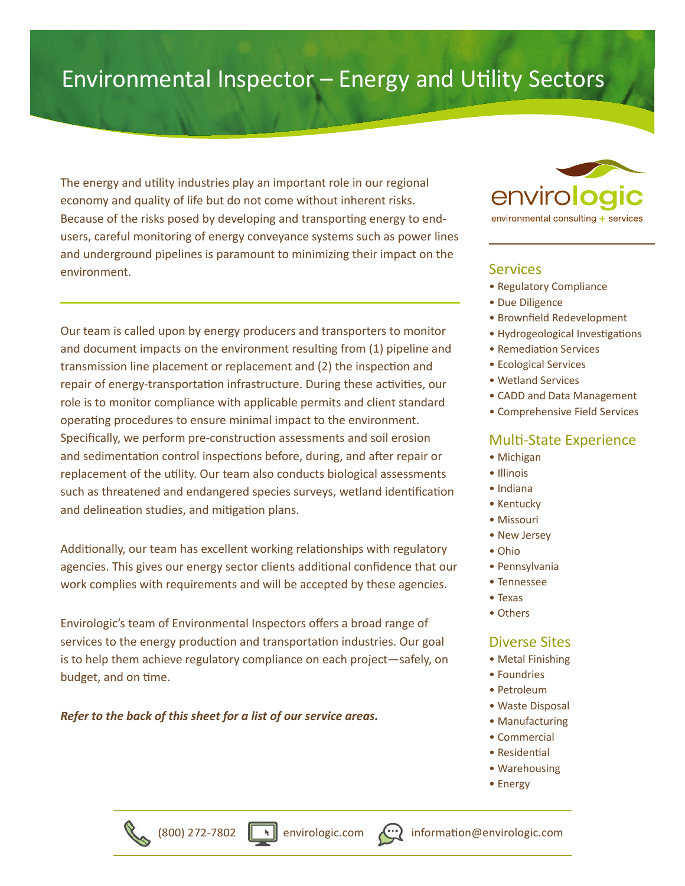# Environmental Inspector – Energy and Utility Sectors

The energy and utility industries play an important role in our regional economy and quality of life but do not come without inherent risks. Because of the risks posed by developing and transporting energy to end-users, careful monitoring of energy conveyance systems such as power lines and underground pipelines is paramount to minimizing their impact on the environment.

---

Our team is called upon by energy producers and transporters to monitor and document impacts on the environment resulting from (1) pipeline and transmission line placement or replacement and (2) the inspection and repair of energy-transportation infrastructure. During these activities, our role is to monitor compliance with applicable permits and client standard operating procedures to ensure minimal impact to the environment. Specifically, we perform pre-construction assessments and soil erosion and sedimentation control inspections before, during, and after repair or replacement of the utility. Our team also conducts biological assessments such as threatened and endangered species surveys, wetland identification and delineation studies, and mitigation plans.

Additionally, our team has excellent working relationships with regulatory agencies. This gives our energy sector clients additional confidence that our work complies with requirements and will be accepted by these agencies.

Envirologic's team of Environmental Inspectors offers a broad range of services to the energy production and transportation industries. Our goal is to help them achieve regulatory compliance on each project—safely, on budget, and on time.

***Refer to the back of this sheet for a list of our service areas.***

envirologic
environmental consulting + services

## Services

- Regulatory Compliance
- Due Diligence
- Brownfield Redevelopment
- Hydrogeological Investigations
- Remediation Services
- Ecological Services
- Wetland Services
- CADD and Data Management
- Comprehensive Field Services

## Multi-State Experience

- Michigan
- Illinois
- Indiana
- Kentucky
- Missouri
- New Jersey
- Ohio
- Pennsylvania
- Tennessee
- Texas
- Others

## Diverse Sites

- Metal Finishing
- Foundries
- Petroleum
- Waste Disposal
- Manufacturing
- Commercial
- Residential
- Warehousing
- Energy

(800) 272-7802 envirologic.com information@envirologic.com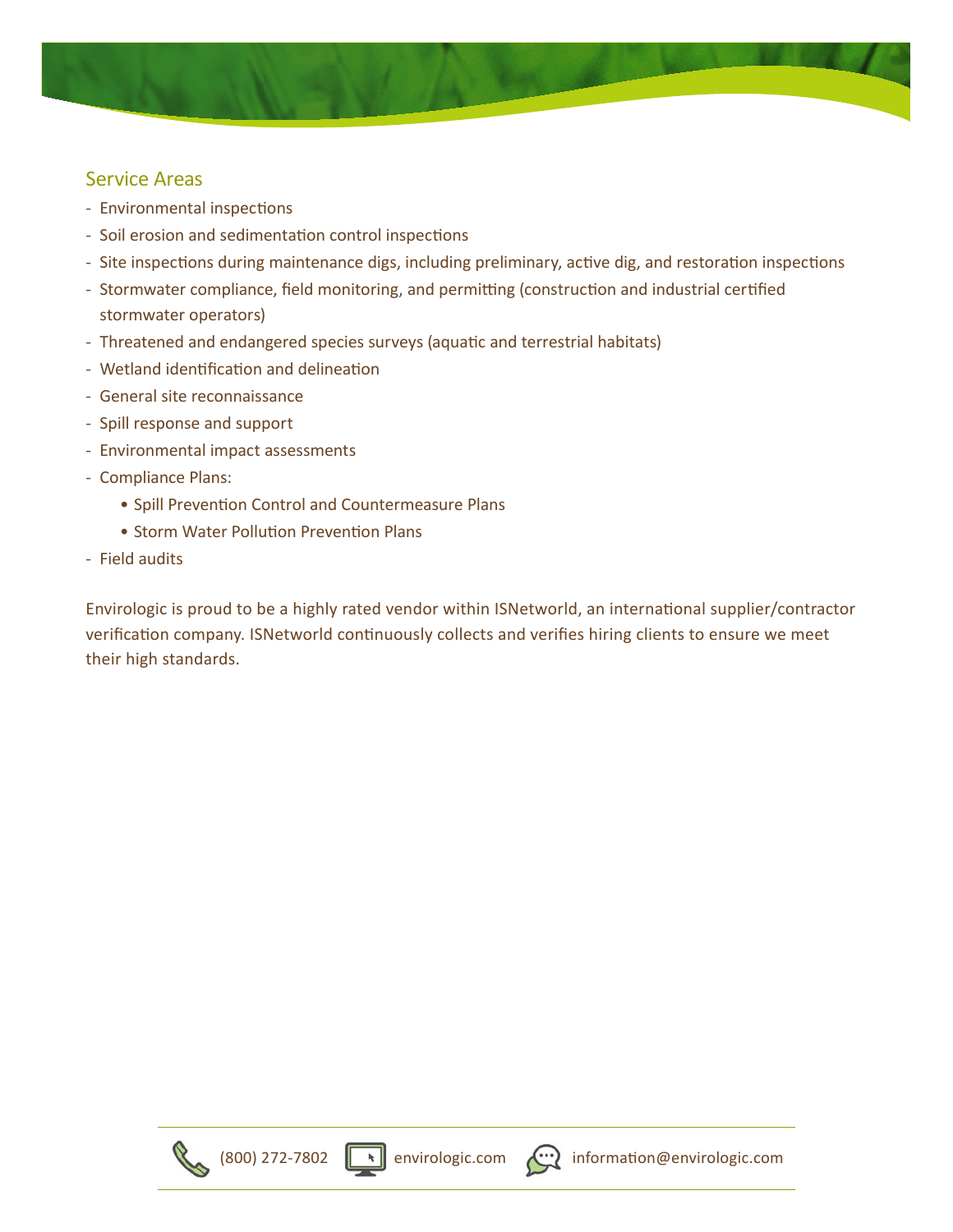## Service Areas

- Environmental inspections
- Soil erosion and sedimentation control inspections
- Site inspections during maintenance digs, including preliminary, active dig, and restoration inspections
- Stormwater compliance, field monitoring, and permitting (construction and industrial certified stormwater operators)
- Threatened and endangered species surveys (aquatic and terrestrial habitats)
- Wetland identification and delineation
- General site reconnaissance
- Spill response and support
- Environmental impact assessments
- Compliance Plans:
    - Spill Prevention Control and Countermeasure Plans
    - Storm Water Pollution Prevention Plans
- Field audits

Envirologic is proud to be a highly rated vendor within ISNetworld, an international supplier/contractor verification company. ISNetworld continuously collects and verifies hiring clients to ensure we meet their high standards.

(800) 272-7802 envirologic.com information@envirologic.com